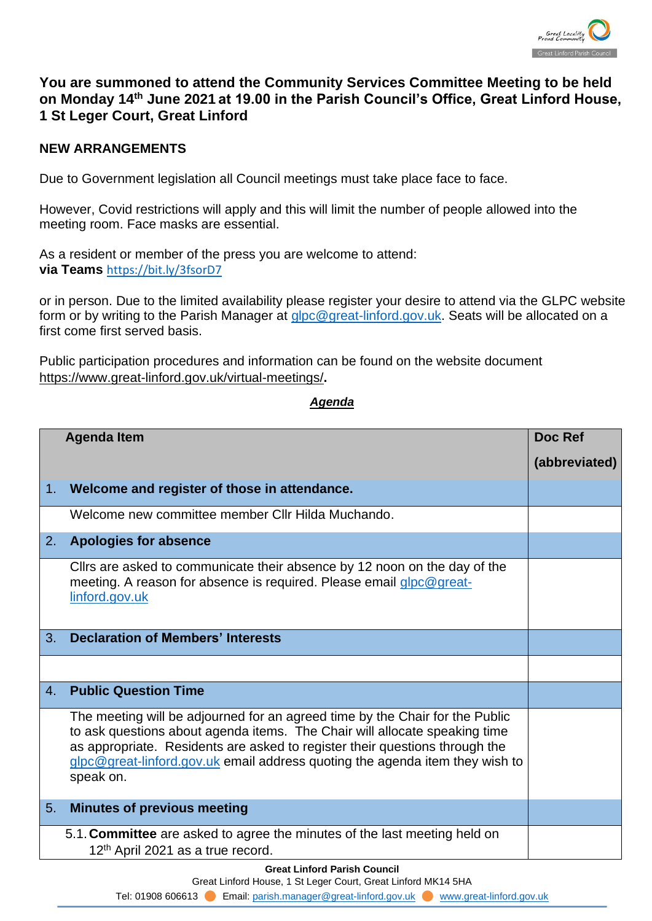**You are summoned to attend the Community Services Committee Meeting to be held on Monday 14th June 2021 at 19.00 in the Parish Council's Office, Great Linford House, 1 St Leger Court, Great Linford**

**NEW ARRANGEMENTS**

Due to Government legislation all Council meetings must take place face to face.

However, Covid restrictions will apply and this will limit the number of people allowed into the meeting room. Face masks are essential.

As a resident or member of the press you are welcome to attend:
**via Teams** https://bit.ly/3fsorD7

or in person. Due to the limited availability please register your desire to attend via the GLPC website form or by writing to the Parish Manager at glpc@great-linford.gov.uk. Seats will be allocated on a first come first served basis.

Public participation procedures and information can be found on the website document https://www.great-linford.gov.uk/virtual-meetings/**.**

***Agenda***

| Agenda Item | Doc Ref (abbreviated) |
|---|---|
| **1. Welcome and register of those in attendance.** | |
| Welcome new committee member Cllr Hilda Muchando. | |
| **2. Apologies for absence** | |
| Cllrs are asked to communicate their absence by 12 noon on the day of the meeting. A reason for absence is required. Please email glpc@great-linford.gov.uk | |
| **3. Declaration of Members' Interests** | |
| | |
| **4. Public Question Time** | |
| The meeting will be adjourned for an agreed time by the Chair for the Public to ask questions about agenda items. The Chair will allocate speaking time as appropriate. Residents are asked to register their questions through the glpc@great-linford.gov.uk email address quoting the agenda item they wish to speak on. | |
| **5. Minutes of previous meeting** | |
| 5.1. **Committee** are asked to agree the minutes of the last meeting held on 12th April 2021 as a true record. | |

**Great Linford Parish Council**
Great Linford House, 1 St Leger Court, Great Linford MK14 5HA
Tel: 01908 606613 Email: parish.manager@great-linford.gov.uk www.great-linford.gov.uk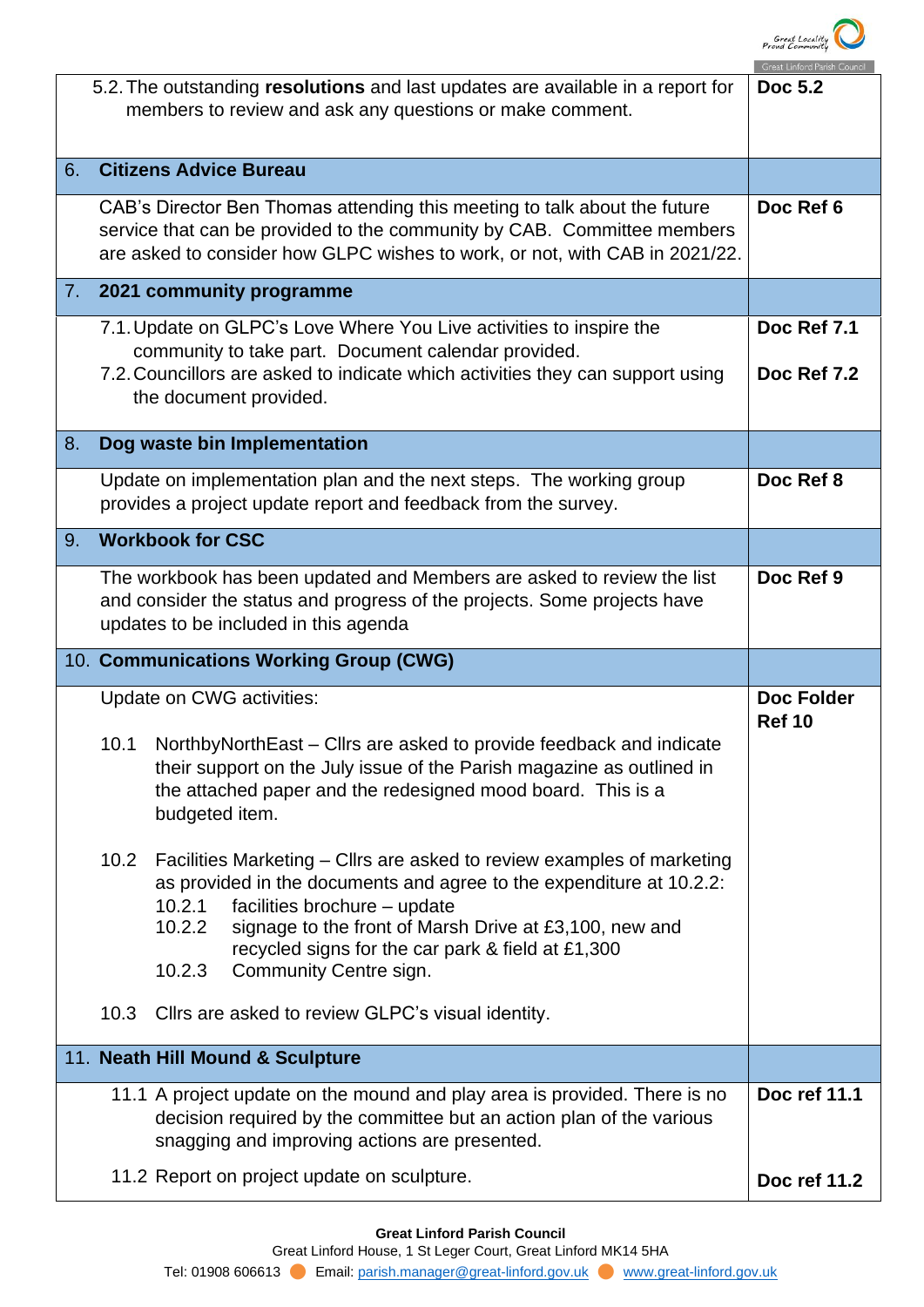| | |
|---|---|
| 5.2. The outstanding **resolutions** and last updates are available in a report for members to review and ask any questions or make comment. | **Doc 5.2** |
| **6. Citizens Advice Bureau** | |
| CAB's Director Ben Thomas attending this meeting to talk about the future service that can be provided to the community by CAB. Committee members are asked to consider how GLPC wishes to work, or not, with CAB in 2021/22. | **Doc Ref 6** |
| **7. 2021 community programme** | |
| 7.1. Update on GLPC's Love Where You Live activities to inspire the community to take part. Document calendar provided.<br>7.2. Councillors are asked to indicate which activities they can support using the document provided. | **Doc Ref 7.1**<br><br>**Doc Ref 7.2** |
| **8. Dog waste bin Implementation** | |
| Update on implementation plan and the next steps. The working group provides a project update report and feedback from the survey. | **Doc Ref 8** |
| **9. Workbook for CSC** | |
| The workbook has been updated and Members are asked to review the list and consider the status and progress of the projects. Some projects have updates to be included in this agenda | **Doc Ref 9** |
| **10. Communications Working Group (CWG)** | |
| Update on CWG activities:<br><br>10.1 NorthbyNorthEast – Cllrs are asked to provide feedback and indicate their support on the July issue of the Parish magazine as outlined in the attached paper and the redesigned mood board. This is a budgeted item.<br><br>10.2 Facilities Marketing – Cllrs are asked to review examples of marketing as provided in the documents and agree to the expenditure at 10.2.2:<br>10.2.1 facilities brochure – update<br>10.2.2 signage to the front of Marsh Drive at £3,100, new and recycled signs for the car park & field at £1,300<br>10.2.3 Community Centre sign.<br><br>10.3 Cllrs are asked to review GLPC's visual identity. | **Doc Folder Ref 10** |
| **11. Neath Hill Mound & Sculpture** | |
| 11.1 A project update on the mound and play area is provided. There is no decision required by the committee but an action plan of the various snagging and improving actions are presented.<br><br>11.2 Report on project update on sculpture. | **Doc ref 11.1**<br><br>**Doc ref 11.2** |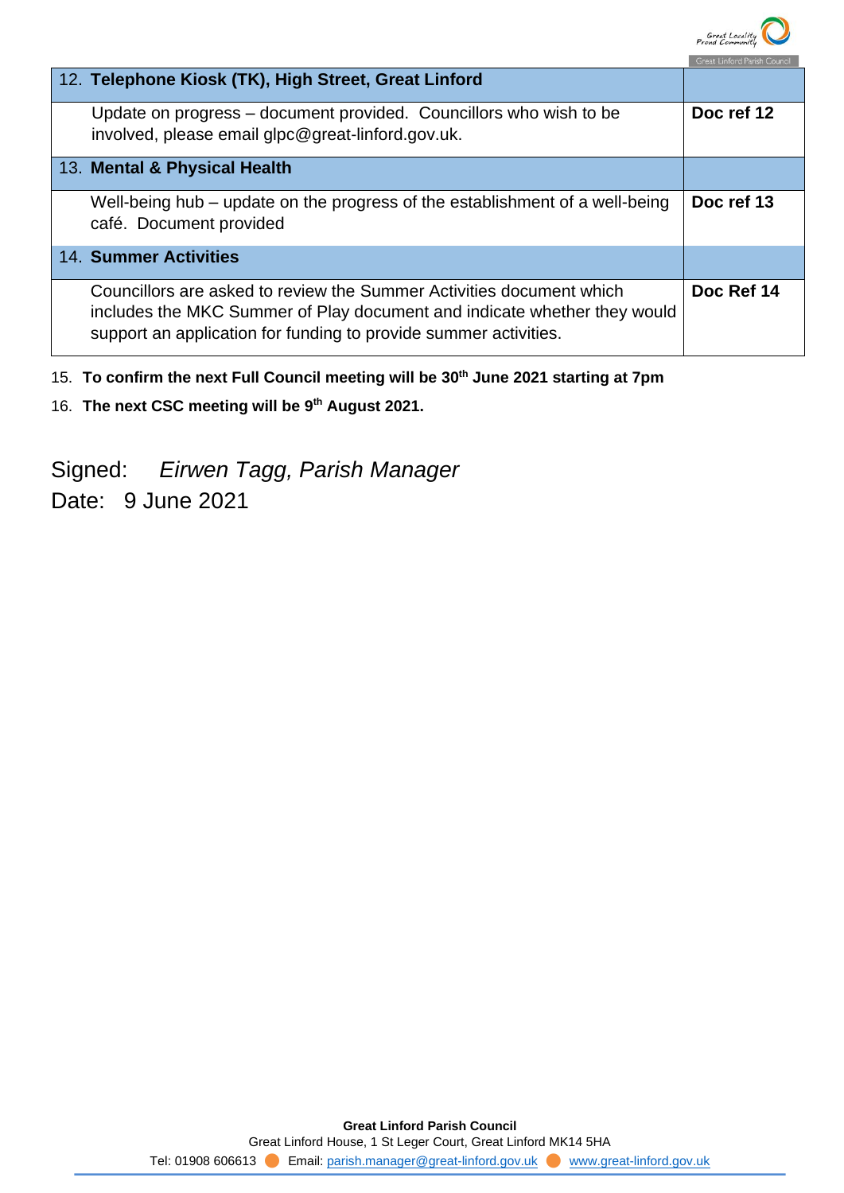| | |
|---|---|
| 12. **Telephone Kiosk (TK), High Street, Great Linford** | |
| Update on progress – document provided. Councillors who wish to be involved, please email glpc@great-linford.gov.uk. | **Doc ref 12** |
| 13. **Mental & Physical Health** | |
| Well-being hub – update on the progress of the establishment of a well-being café. Document provided | **Doc ref 13** |
| 14. **Summer Activities** | |
| Councillors are asked to review the Summer Activities document which includes the MKC Summer of Play document and indicate whether they would support an application for funding to provide summer activities. | **Doc Ref 14** |

15. **To confirm the next Full Council meeting will be 30th June 2021 starting at 7pm**
16. **The next CSC meeting will be 9th August 2021.**

Signed: *Eirwen Tagg, Parish Manager*

Date: 9 June 2021